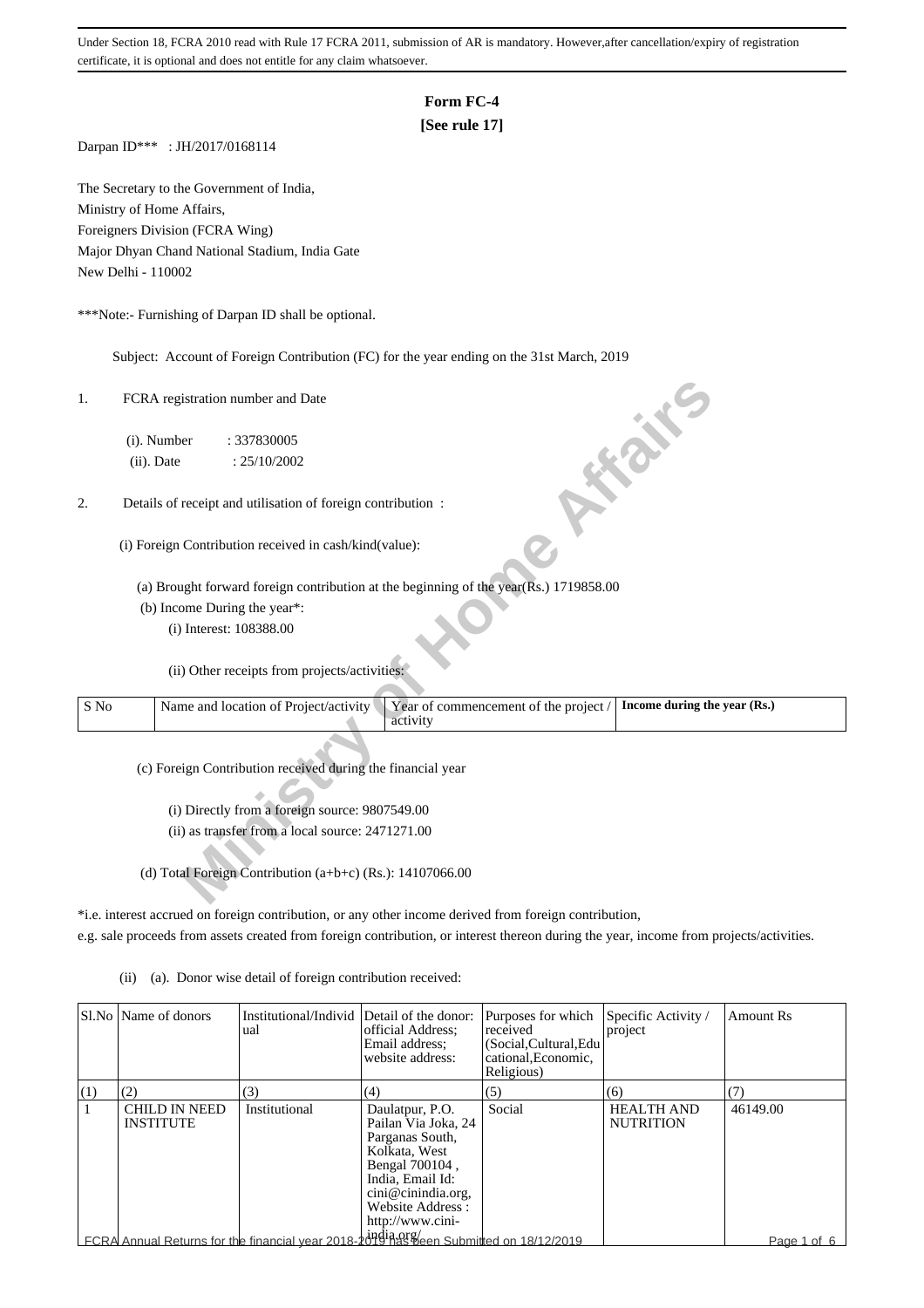Under Section 18, FCRA 2010 read with Rule 17 FCRA 2011, submission of AR is mandatory. However,after cancellation/expiry of registration certificate, it is optional and does not entitle for any claim whatsoever.

# Form FC-4

**[See rule 17]**

Darpan ID*** : JH/2017/0168114

The Secretary to the Government of India,
Ministry of Home Affairs,
Foreigners Division (FCRA Wing)
Major Dhyan Chand National Stadium, India Gate
New Delhi - 110002

***Note:- Furnishing of Darpan ID shall be optional.

Subject: Account of Foreign Contribution (FC) for the year ending on the 31st March, 2019

1. FCRA registration number and Date

   (i). Number : 337830005

   (ii). Date : 25/10/2002

2. Details of receipt and utilisation of foreign contribution :

   (i) Foreign Contribution received in cash/kind(value):

   (a) Brought forward foreign contribution at the beginning of the year(Rs.) 1719858.00

   (b) Income During the year*:

   (i) Interest: 108388.00

   (ii) Other receipts from projects/activities:

| S No | Name and location of Project/activity | Year of commencement of the project / activity | Income during the year (Rs.) |
|---|---|---|---|

   (c) Foreign Contribution received during the financial year

   (i) Directly from a foreign source: 9807549.00

   (ii) as transfer from a local source: 2471271.00

   (d) Total Foreign Contribution (a+b+c) (Rs.): 14107066.00

*i.e. interest accrued on foreign contribution, or any other income derived from foreign contribution, e.g. sale proceeds from assets created from foreign contribution, or interest thereon during the year, income from projects/activities.

(ii) (a). Donor wise detail of foreign contribution received:

| Sl.No | Name of donors | Institutional/Individual | Detail of the donor: official Address; Email address; website address: | Purposes for which received (Social,Cultural,Educational,Economic, Religious) | Specific Activity / project | Amount Rs |
|---|---|---|---|---|---|---|
| (1) | (2) | (3) | (4) | (5) | (6) | (7) |
| 1 | CHILD IN NEED INSTITUTE | Institutional | Daulatpur, P.O. Pailan Via Joka, 24 Parganas South, Kolkata, West Bengal 700104 , India, Email Id: cini@cinindia.org, Website Address : http://www.cini-india.org/ | Social | HEALTH AND NUTRITION | 46149.00 |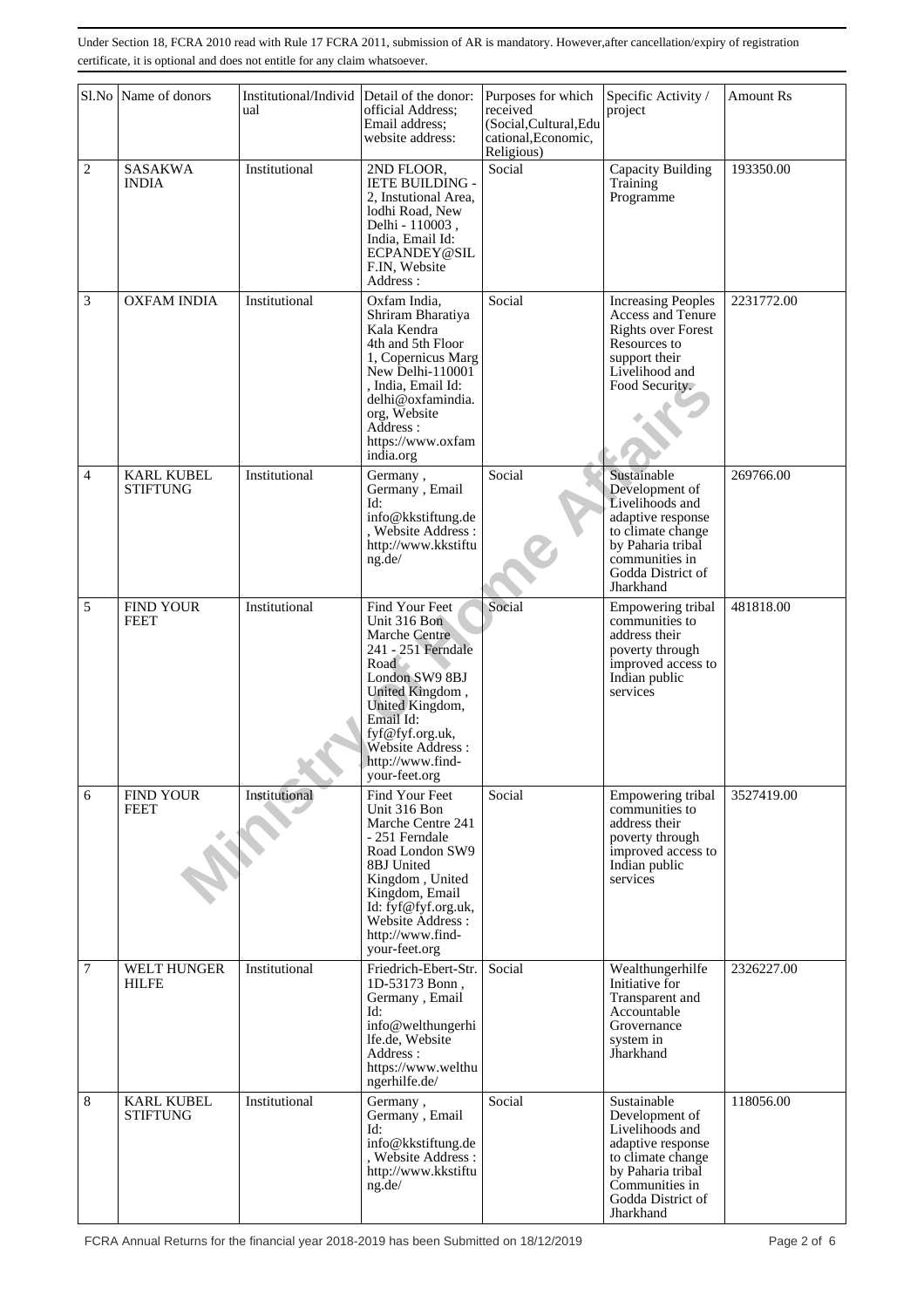Under Section 18, FCRA 2010 read with Rule 17 FCRA 2011, submission of AR is mandatory. However,after cancellation/expiry of registration certificate, it is optional and does not entitle for any claim whatsoever.

| Sl.No | Name of donors | Institutional/Individual | Detail of the donor: official Address; Email address; website address: | Purposes for which received (Social,Cultural,Educational,Economic, Religious) | Specific Activity / project | Amount Rs |
|---|---|---|---|---|---|---|
| 2 | SASAKWA INDIA | Institutional | 2ND FLOOR, IETE BUILDING - 2, Instutional Area, lodhi Road, New Delhi - 110003 , India, Email Id: ECPANDEY@SILF.IN, Website Address : | Social | Capacity Building Training Programme | 193350.00 |
| 3 | OXFAM INDIA | Institutional | Oxfam India, Shriram Bharatiya Kala Kendra 4th and 5th Floor 1, Copernicus Marg New Delhi-110001 , India, Email Id: delhi@oxfamindia.org, Website Address : https://www.oxfamindia.org | Social | Increasing Peoples Access and Tenure Rights over Forest Resources to support their Livelihood and Food Security. | 2231772.00 |
| 4 | KARL KUBEL STIFTUNG | Institutional | Germany , Germany , Email Id: info@kkstiftung.de , Website Address : http://www.kkstiftung.de/ | Social | Sustainable Development of Livelihoods and adaptive response to climate change by Paharia tribal communities in Godda District of Jharkhand | 269766.00 |
| 5 | FIND YOUR FEET | Institutional | Find Your Feet Unit 316 Bon Marche Centre 241 - 251 Ferndale Road London SW9 8BJ United Kingdom , United Kingdom, Email Id: fyf@fyf.org.uk, Website Address : http://www.find-your-feet.org | Social | Empowering tribal communities to address their poverty through improved access to Indian public services | 481818.00 |
| 6 | FIND YOUR FEET | Institutional | Find Your Feet Unit 316 Bon Marche Centre 241 - 251 Ferndale Road London SW9 8BJ United Kingdom , United Kingdom, Email Id: fyf@fyf.org.uk, Website Address : http://www.find-your-feet.org | Social | Empowering tribal communities to address their poverty through improved access to Indian public services | 3527419.00 |
| 7 | WELT HUNGER HILFE | Institutional | Friedrich-Ebert-Str. 1D-53173 Bonn , Germany , Email Id: info@welthungerhilfe.de, Website Address : https://www.welthungerhilfe.de/ | Social | Wealthungerhilfe Initiative for Transparent and Accountable Grovernance system in Jharkhand | 2326227.00 |
| 8 | KARL KUBEL STIFTUNG | Institutional | Germany , Germany , Email Id: info@kkstiftung.de , Website Address : http://www.kkstiftung.de/ | Social | Sustainable Development of Livelihoods and adaptive response to climate change by Paharia tribal Communities in Godda District of Jharkhand | 118056.00 |

FCRA Annual Returns for the financial year 2018-2019 has been Submitted on 18/12/2019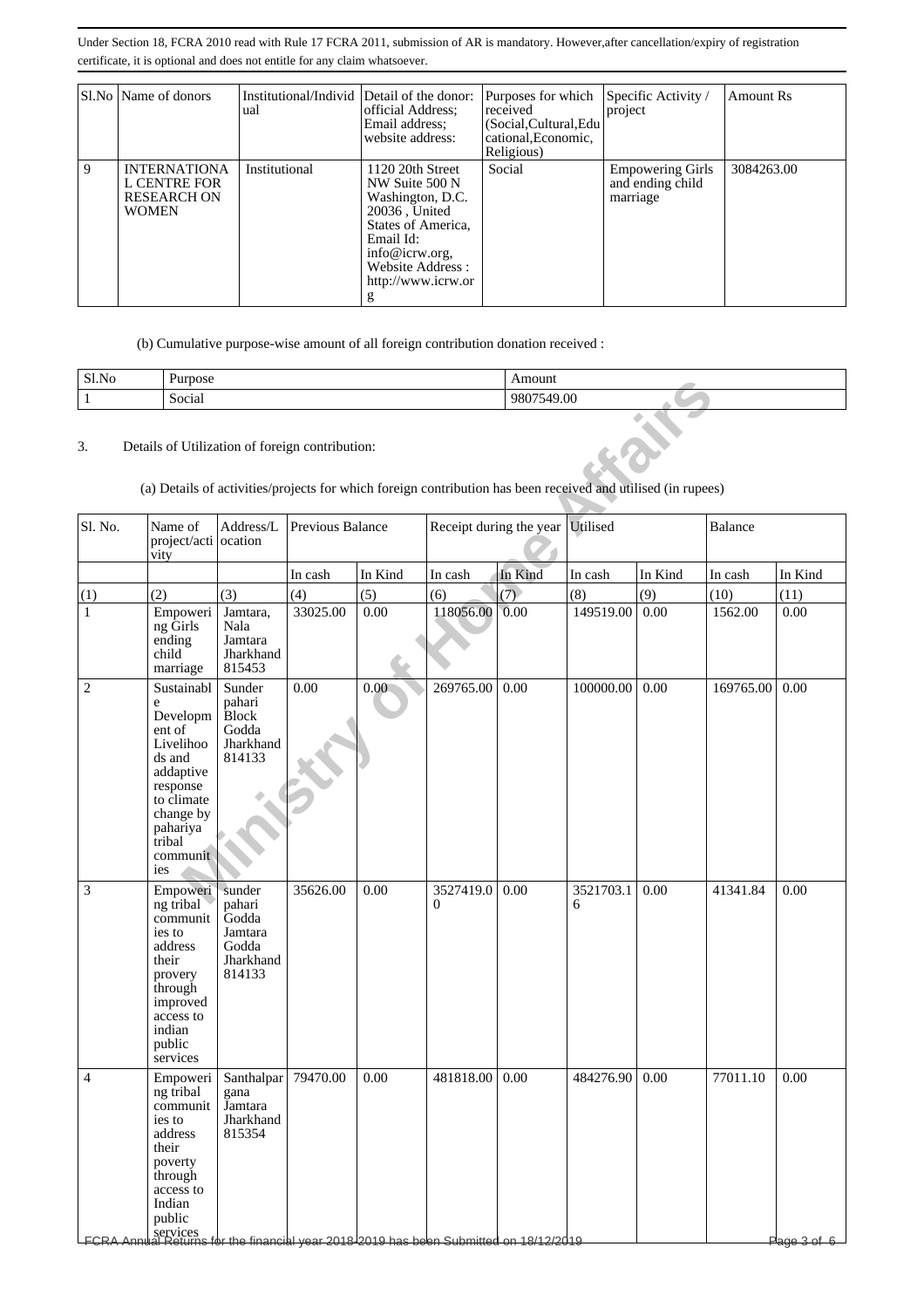Under Section 18, FCRA 2010 read with Rule 17 FCRA 2011, submission of AR is mandatory. However,after cancellation/expiry of registration certificate, it is optional and does not entitle for any claim whatsoever.

| Sl.No | Name of donors | Institutional/Individual | Detail of the donor: official Address; Email address; website address: | Purposes for which received (Social,Cultural,Educational,Economic, Religious) | Specific Activity / project | Amount Rs |
|---|---|---|---|---|---|---|
| 9 | INTERNATIONAL CENTRE FOR RESEARCH ON WOMEN | Institutional | 1120 20th Street NW Suite 500 N Washington, D.C. 20036 , United States of America, Email Id: info@icrw.org, Website Address : http://www.icrw.org | Social | Empowering Girls and ending child marriage | 3084263.00 |

(b) Cumulative purpose-wise amount of all foreign contribution donation received :

| Sl.No | Purpose | Amount |
|---|---|---|
| 1 | Social | 9807549.00 |

3. Details of Utilization of foreign contribution:

(a) Details of activities/projects for which foreign contribution has been received and utilised (in rupees)

| Sl. No. | Name of project/activity | Address/Location | Previous Balance | | Receipt during the year | | Utilised | | Balance | |
|---|---|---|---|---|---|---|---|---|---|---|
| | | | In cash | In Kind | In cash | In Kind | In cash | In Kind | In cash | In Kind |
| (1) | (2) | (3) | (4) | (5) | (6) | (7) | (8) | (9) | (10) | (11) |
| 1 | Empowering Girls ending child marriage | Jamtara, Nala Jamtara Jharkhand 815453 | 33025.00 | 0.00 | 118056.00 | 0.00 | 149519.00 | 0.00 | 1562.00 | 0.00 |
| 2 | Sustainable Development of Livelihoods and addaptive response to climate change by pahariya tribal communities | Sunder pahari Block Godda Jharkhand 814133 | 0.00 | 0.00 | 269765.00 | 0.00 | 100000.00 | 0.00 | 169765.00 | 0.00 |
| 3 | Empowering tribal communities to address their provery through improved access to indian public services | sunder pahari Godda Jamtara Godda Jharkhand 814133 | 35626.00 | 0.00 | 3527419.00 | 0.00 | 3521703.16 | 0.00 | 41341.84 | 0.00 |
| 4 | Empowering tribal communities to address their poverty through access to Indian public services | Santhalpargana Jamtara Jharkhand 815354 | 79470.00 | 0.00 | 481818.00 | 0.00 | 484276.90 | 0.00 | 77011.10 | 0.00 |

FCRA Annual Returns for the financial year 2018-2019 has been Submitted on 18/12/2019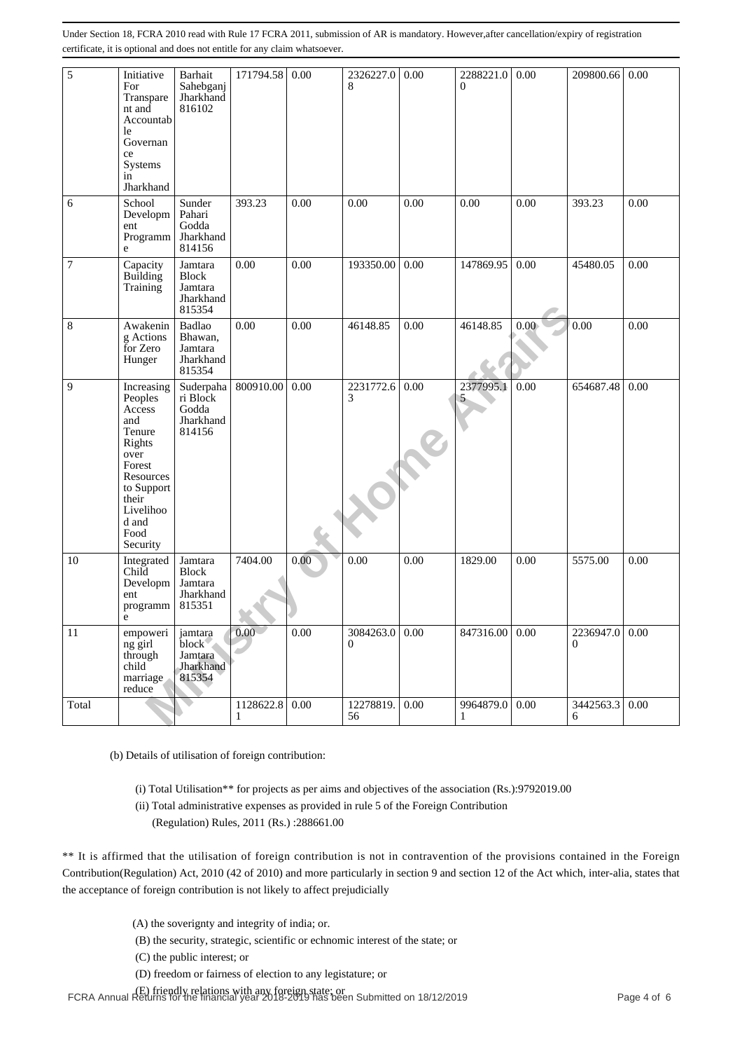Under Section 18, FCRA 2010 read with Rule 17 FCRA 2011, submission of AR is mandatory. However,after cancellation/expiry of registration certificate, it is optional and does not entitle for any claim whatsoever.

| 5 | Initiative For Transparent and Accountable Governance Systems in Jharkhand | Barhait Sahebganj Jharkhand 816102 | 171794.58 | 0.00 | 2326227.08 | 0.00 | 2288221.00 | 0.00 | 209800.66 | 0.00 |
|---|---|---|---|---|---|---|---|---|---|---|
| 6 | School Development Programme | Sunder Pahari Godda Jharkhand 814156 | 393.23 | 0.00 | 0.00 | 0.00 | 0.00 | 0.00 | 393.23 | 0.00 |
| 7 | Capacity Building Training | Jamtara Block Jamtara Jharkhand 815354 | 0.00 | 0.00 | 193350.00 | 0.00 | 147869.95 | 0.00 | 45480.05 | 0.00 |
| 8 | Awakening Actions for Zero Hunger | Badlao Bhawan, Jamtara Jharkhand 815354 | 0.00 | 0.00 | 46148.85 | 0.00 | 46148.85 | 0.00 | 0.00 | 0.00 |
| 9 | Increasing Peoples Access and Tenure Rights over Forest Resources to Support their Livelihood and Food Security | Suderpahari Block Godda Jharkhand 814156 | 800910.00 | 0.00 | 2231772.63 | 0.00 | 2377995.15 | 0.00 | 654687.48 | 0.00 |
| 10 | Integrated Child Development programme | Jamtara Block Jamtara Jharkhand 815351 | 7404.00 | 0.00 | 0.00 | 0.00 | 1829.00 | 0.00 | 5575.00 | 0.00 |
| 11 | empowering girl through child marriage reduce | jamtara block Jamtara Jharkhand 815354 | 0.00 | 0.00 | 3084263.00 | 0.00 | 847316.00 | 0.00 | 2236947.00 | 0.00 |
| Total | | | 1128622.81 | 0.00 | 12278819.56 | 0.00 | 9964879.01 | 0.00 | 3442563.36 | 0.00 |

(b) Details of utilisation of foreign contribution:

(i) Total Utilisation** for projects as per aims and objectives of the association (Rs.):9792019.00

(ii) Total administrative expenses as provided in rule 5 of the Foreign Contribution (Regulation) Rules, 2011 (Rs.) :288661.00

** It is affirmed that the utilisation of foreign contribution is not in contravention of the provisions contained in the Foreign Contribution(Regulation) Act, 2010 (42 of 2010) and more particularly in section 9 and section 12 of the Act which, inter-alia, states that the acceptance of foreign contribution is not likely to affect prejudicially

(A) the soverignty and integrity of india; or.

(B) the security, strategic, scientific or echnomic interest of the state; or

(C) the public interest; or

(D) freedom or fairness of election to any legistature; or

(E) friendly relations with any foreign state; or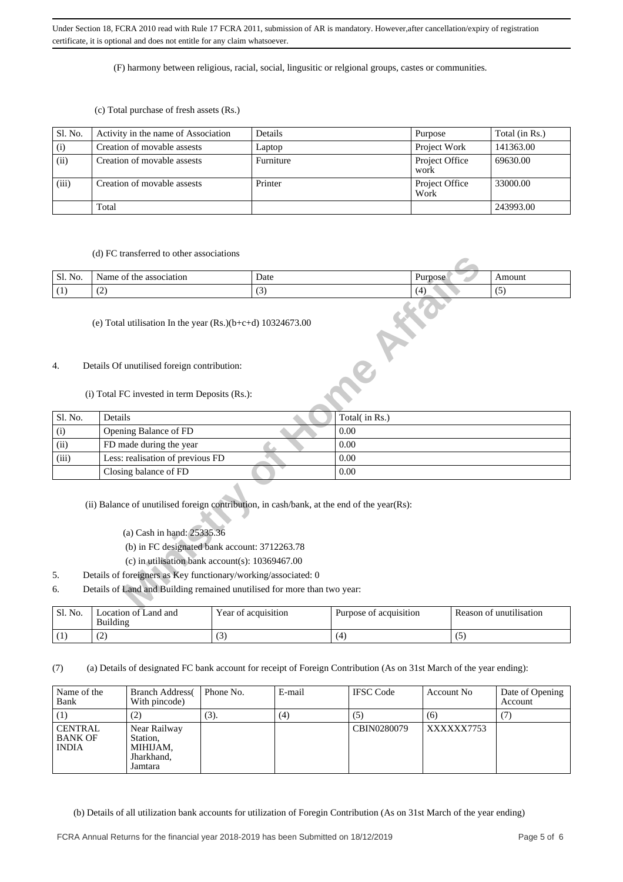Under Section 18, FCRA 2010 read with Rule 17 FCRA 2011, submission of AR is mandatory. However,after cancellation/expiry of registration certificate, it is optional and does not entitle for any claim whatsoever.

(F) harmony between religious, racial, social, lingusitic or relgional groups, castes or communities.

(c) Total purchase of fresh assets (Rs.)

| Sl. No. | Activity in the name of Association | Details | Purpose | Total (in Rs.) |
|---|---|---|---|---|
| (i) | Creation of movable assests | Laptop | Project Work | 141363.00 |
| (ii) | Creation of movable assests | Furniture | Project Office work | 69630.00 |
| (iii) | Creation of movable assests | Printer | Project Office Work | 33000.00 |
| | Total | | | 243993.00 |

(d) FC transferred to other associations

| Sl. No. | Name of the association | Date | Purpose | Amount |
|---|---|---|---|---|
| (1) | (2) | (3) | (4) | (5) |

(e) Total utilisation In the year (Rs.)(b+c+d) 10324673.00

4. Details Of unutilised foreign contribution:

(i) Total FC invested in term Deposits (Rs.):

| Sl. No. | Details | Total( in Rs.) |
|---|---|---|
| (i) | Opening Balance of FD | 0.00 |
| (ii) | FD made during the year | 0.00 |
| (iii) | Less: realisation of previous FD | 0.00 |
| | Closing balance of FD | 0.00 |

(ii) Balance of unutilised foreign contribution, in cash/bank, at the end of the year(Rs):

(a) Cash in hand: 25335.36

(b) in FC designated bank account: 3712263.78

(c) in utilisation bank account(s): 10369467.00

5. Details of foreigners as Key functionary/working/associated: 0

6. Details of Land and Building remained unutilised for more than two year:

| Sl. No. | Location of Land and Building | Year of acquisition | Purpose of acquisition | Reason of unutilisation |
|---|---|---|---|---|
| (1) | (2) | (3) | (4) | (5) |

(7) (a) Details of designated FC bank account for receipt of Foreign Contribution (As on 31st March of the year ending):

| Name of the Bank | Branch Address( With pincode) | Phone No. | E-mail | IFSC Code | Account No | Date of Opening Account |
|---|---|---|---|---|---|---|
| (1) | (2) | (3). | (4) | (5) | (6) | (7) |
| CENTRAL BANK OF INDIA | Near Railway Station, MIHIJAM, Jharkhand, Jamtara | | | CBIN0280079 | XXXXXX7753 | |

(b) Details of all utilization bank accounts for utilization of Foregin Contribution (As on 31st March of the year ending)

FCRA Annual Returns for the financial year 2018-2019 has been Submitted on 18/12/2019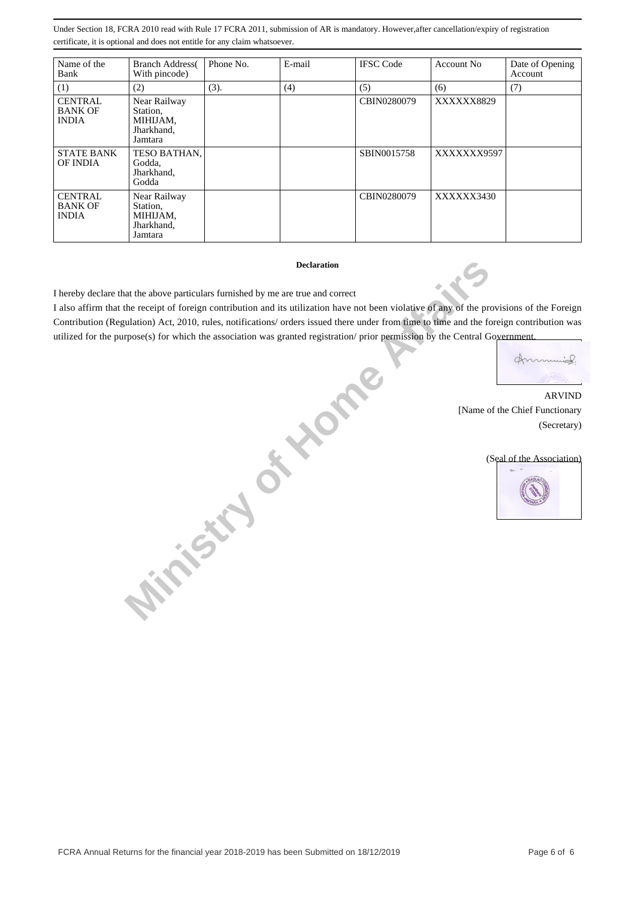Under Section 18, FCRA 2010 read with Rule 17 FCRA 2011, submission of AR is mandatory. However,after cancellation/expiry of registration certificate, it is optional and does not entitle for any claim whatsoever.

| Name of the Bank | Branch Address( With pincode) | Phone No. | E-mail | IFSC Code | Account No | Date of Opening Account |
|---|---|---|---|---|---|---|
| (1) | (2) | (3). | (4) | (5) | (6) | (7) |
| CENTRAL BANK OF INDIA | Near Railway Station, MIHIJAM, Jharkhand, Jamtara | | | CBIN0280079 | XXXXXX8829 | |
| STATE BANK OF INDIA | TESO BATHAN, Godda, Jharkhand, Godda | | | SBIN0015758 | XXXXXXX9597 | |
| CENTRAL BANK OF INDIA | Near Railway Station, MIHIJAM, Jharkhand, Jamtara | | | CBIN0280079 | XXXXXX3430 | |

**Declaration**

I hereby declare that the above particulars furnished by me are true and correct

I also affirm that the receipt of foreign contribution and its utilization have not been violative of any of the provisions of the Foreign Contribution (Regulation) Act, 2010, rules, notifications/ orders issued there under from time to time and the foreign contribution was utilized for the purpose(s) for which the association was granted registration/ prior permission by the Central Government.

ARVIND
[Name of the Chief Functionary
(Secretary)

(Seal of the Association)

FCRA Annual Returns for the financial year 2018-2019 has been Submitted on 18/12/2019